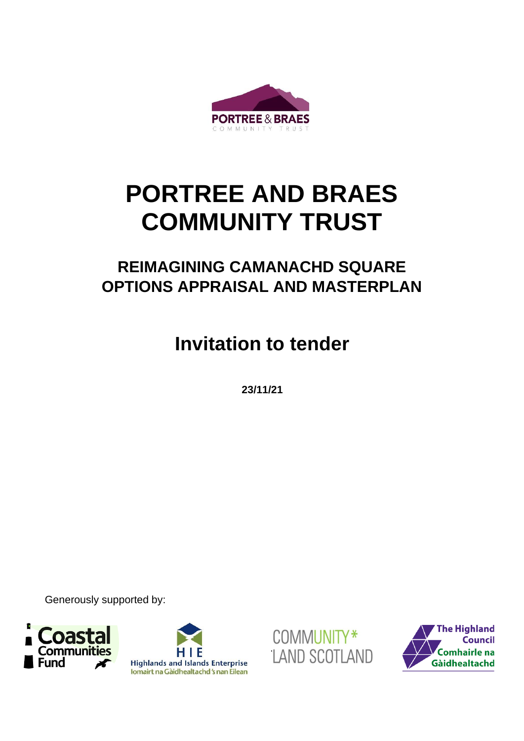# PORTREE AND BRAES COMMUNITY TRUST

## REIMAGINING CAMANACHD SQUARE OPTIONS APPRAISAL AND MASTERPLAN

## Invitation to tender

**23/11/21**

Generously supported by: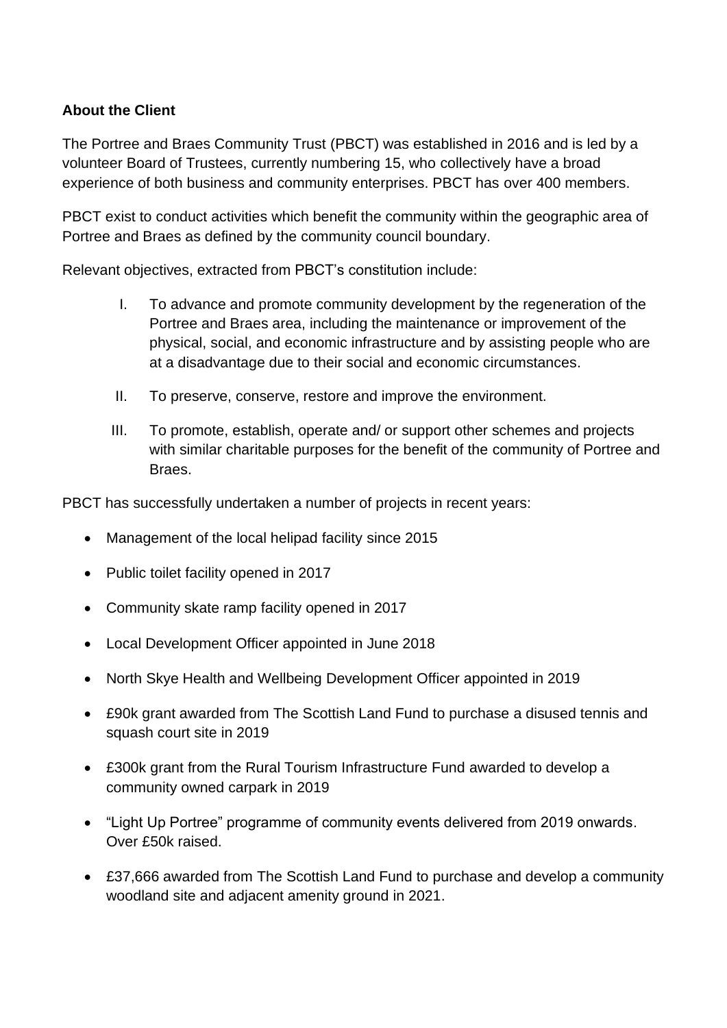**About the Client**

The Portree and Braes Community Trust (PBCT) was established in 2016 and is led by a volunteer Board of Trustees, currently numbering 15, who collectively have a broad experience of both business and community enterprises. PBCT has over 400 members.

PBCT exist to conduct activities which benefit the community within the geographic area of Portree and Braes as defined by the community council boundary.

Relevant objectives, extracted from PBCT's constitution include:

I. To advance and promote community development by the regeneration of the Portree and Braes area, including the maintenance or improvement of the physical, social, and economic infrastructure and by assisting people who are at a disadvantage due to their social and economic circumstances.

II. To preserve, conserve, restore and improve the environment.

III. To promote, establish, operate and/ or support other schemes and projects with similar charitable purposes for the benefit of the community of Portree and Braes.

PBCT has successfully undertaken a number of projects in recent years:

- Management of the local helipad facility since 2015
- Public toilet facility opened in 2017
- Community skate ramp facility opened in 2017
- Local Development Officer appointed in June 2018
- North Skye Health and Wellbeing Development Officer appointed in 2019
- £90k grant awarded from The Scottish Land Fund to purchase a disused tennis and squash court site in 2019
- £300k grant from the Rural Tourism Infrastructure Fund awarded to develop a community owned carpark in 2019
- "Light Up Portree" programme of community events delivered from 2019 onwards. Over £50k raised.
- £37,666 awarded from The Scottish Land Fund to purchase and develop a community woodland site and adjacent amenity ground in 2021.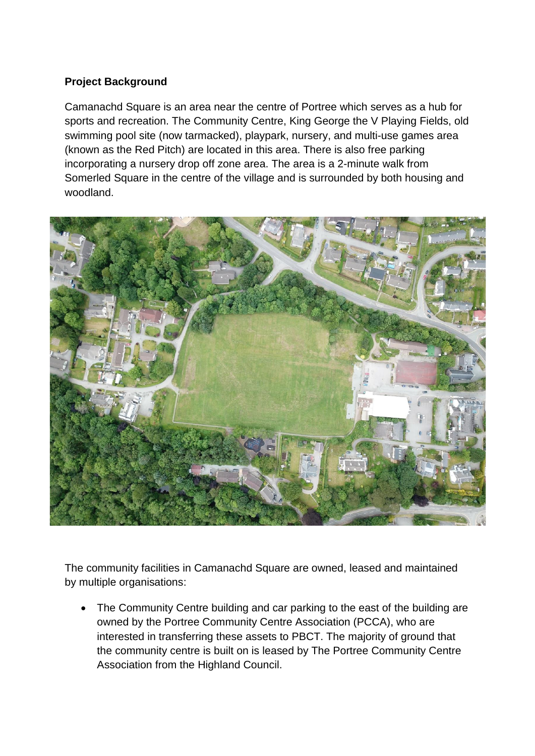**Project Background**

Camanachd Square is an area near the centre of Portree which serves as a hub for sports and recreation. The Community Centre, King George the V Playing Fields, old swimming pool site (now tarmacked), playpark, nursery, and multi-use games area (known as the Red Pitch) are located in this area. There is also free parking incorporating a nursery drop off zone area. The area is a 2-minute walk from Somerled Square in the centre of the village and is surrounded by both housing and woodland.

The community facilities in Camanachd Square are owned, leased and maintained by multiple organisations:

- The Community Centre building and car parking to the east of the building are owned by the Portree Community Centre Association (PCCA), who are interested in transferring these assets to PBCT. The majority of ground that the community centre is built on is leased by The Portree Community Centre Association from the Highland Council.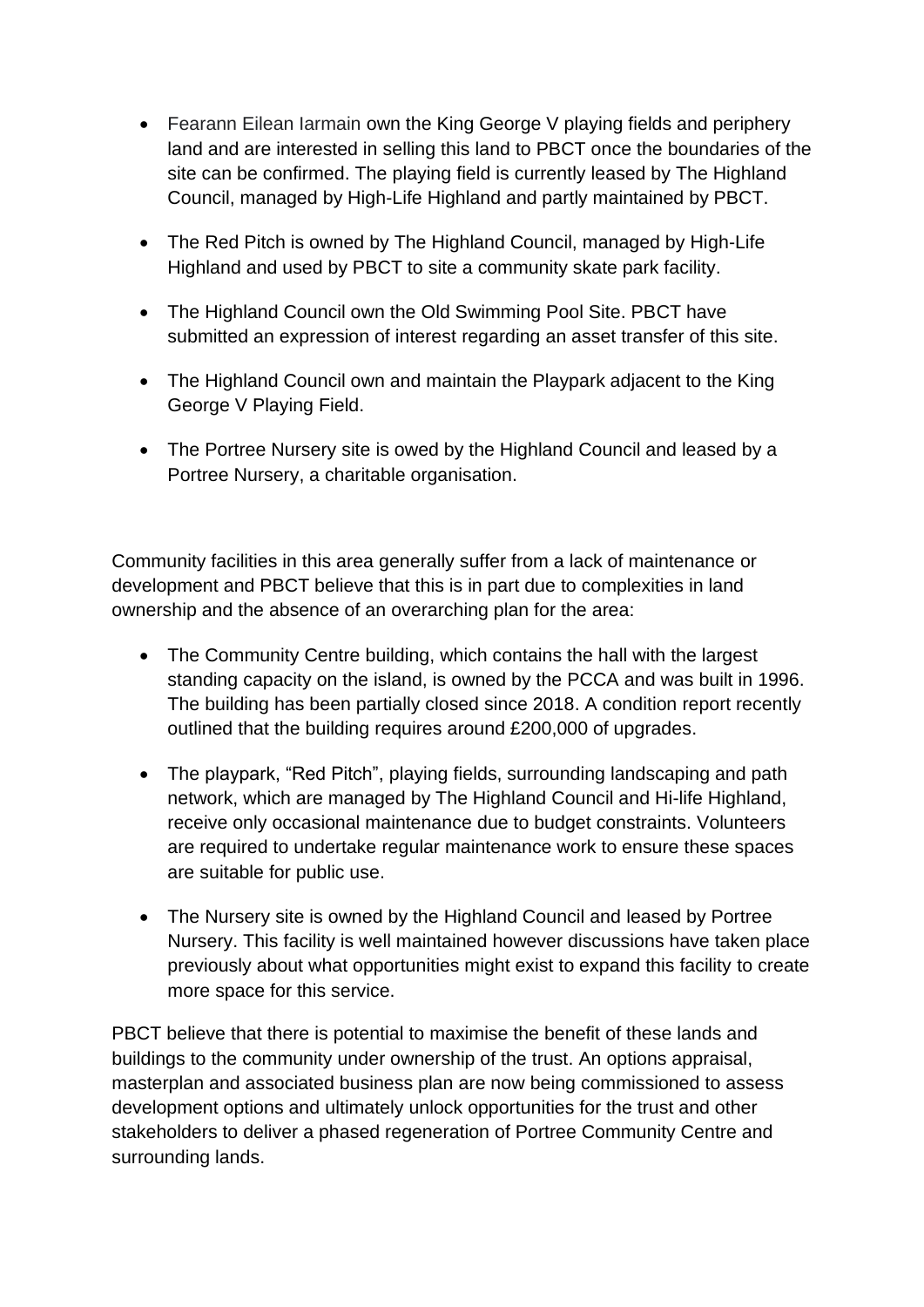- Fearann Eilean Iarmain own the King George V playing fields and periphery land and are interested in selling this land to PBCT once the boundaries of the site can be confirmed. The playing field is currently leased by The Highland Council, managed by High-Life Highland and partly maintained by PBCT.

- The Red Pitch is owned by The Highland Council, managed by High-Life Highland and used by PBCT to site a community skate park facility.

- The Highland Council own the Old Swimming Pool Site. PBCT have submitted an expression of interest regarding an asset transfer of this site.

- The Highland Council own and maintain the Playpark adjacent to the King George V Playing Field.

- The Portree Nursery site is owed by the Highland Council and leased by a Portree Nursery, a charitable organisation.

Community facilities in this area generally suffer from a lack of maintenance or development and PBCT believe that this is in part due to complexities in land ownership and the absence of an overarching plan for the area:

- The Community Centre building, which contains the hall with the largest standing capacity on the island, is owned by the PCCA and was built in 1996. The building has been partially closed since 2018. A condition report recently outlined that the building requires around £200,000 of upgrades.

- The playpark, "Red Pitch", playing fields, surrounding landscaping and path network, which are managed by The Highland Council and Hi-life Highland, receive only occasional maintenance due to budget constraints. Volunteers are required to undertake regular maintenance work to ensure these spaces are suitable for public use.

- The Nursery site is owned by the Highland Council and leased by Portree Nursery. This facility is well maintained however discussions have taken place previously about what opportunities might exist to expand this facility to create more space for this service.

PBCT believe that there is potential to maximise the benefit of these lands and buildings to the community under ownership of the trust. An options appraisal, masterplan and associated business plan are now being commissioned to assess development options and ultimately unlock opportunities for the trust and other stakeholders to deliver a phased regeneration of Portree Community Centre and surrounding lands.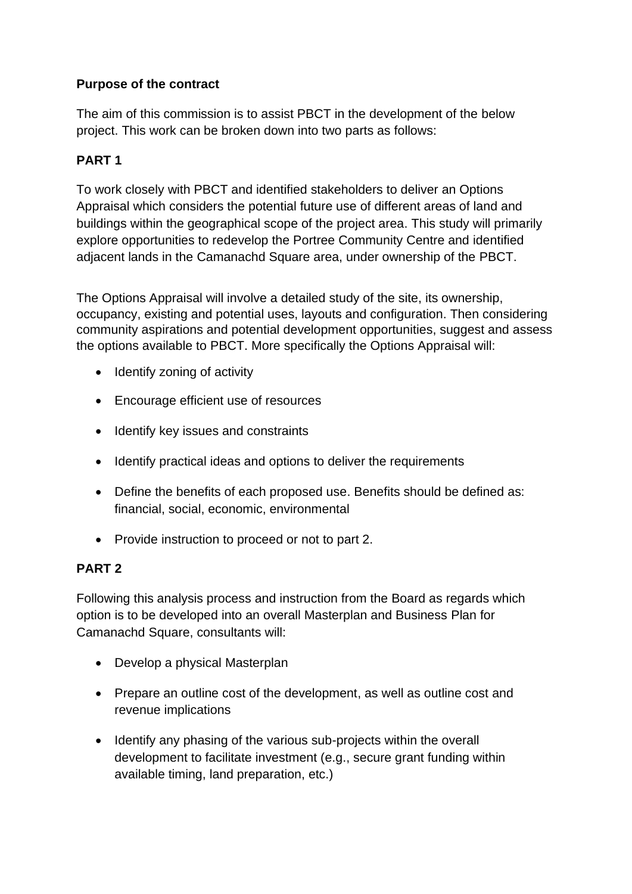**Purpose of the contract**

The aim of this commission is to assist PBCT in the development of the below project. This work can be broken down into two parts as follows:

**PART 1**

To work closely with PBCT and identified stakeholders to deliver an Options Appraisal which considers the potential future use of different areas of land and buildings within the geographical scope of the project area. This study will primarily explore opportunities to redevelop the Portree Community Centre and identified adjacent lands in the Camanachd Square area, under ownership of the PBCT.

The Options Appraisal will involve a detailed study of the site, its ownership, occupancy, existing and potential uses, layouts and configuration. Then considering community aspirations and potential development opportunities, suggest and assess the options available to PBCT. More specifically the Options Appraisal will:

- Identify zoning of activity
- Encourage efficient use of resources
- Identify key issues and constraints
- Identify practical ideas and options to deliver the requirements
- Define the benefits of each proposed use. Benefits should be defined as: financial, social, economic, environmental
- Provide instruction to proceed or not to part 2.

**PART 2**

Following this analysis process and instruction from the Board as regards which option is to be developed into an overall Masterplan and Business Plan for Camanachd Square, consultants will:

- Develop a physical Masterplan
- Prepare an outline cost of the development, as well as outline cost and revenue implications
- Identify any phasing of the various sub-projects within the overall development to facilitate investment (e.g., secure grant funding within available timing, land preparation, etc.)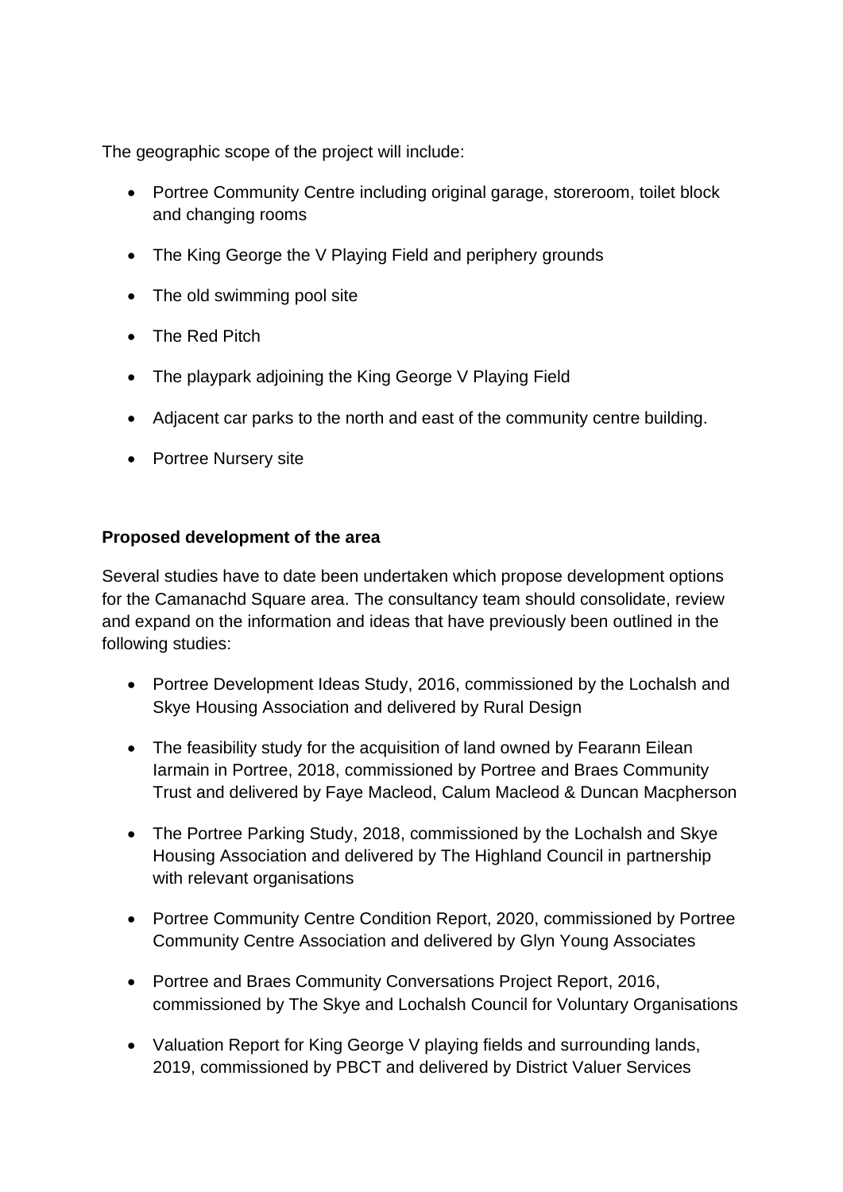The geographic scope of the project will include:

- Portree Community Centre including original garage, storeroom, toilet block and changing rooms
- The King George the V Playing Field and periphery grounds
- The old swimming pool site
- The Red Pitch
- The playpark adjoining the King George V Playing Field
- Adjacent car parks to the north and east of the community centre building.
- Portree Nursery site

**Proposed development of the area**

Several studies have to date been undertaken which propose development options for the Camanachd Square area. The consultancy team should consolidate, review and expand on the information and ideas that have previously been outlined in the following studies:

- Portree Development Ideas Study, 2016, commissioned by the Lochalsh and Skye Housing Association and delivered by Rural Design
- The feasibility study for the acquisition of land owned by Fearann Eilean Iarmain in Portree, 2018, commissioned by Portree and Braes Community Trust and delivered by Faye Macleod, Calum Macleod & Duncan Macpherson
- The Portree Parking Study, 2018, commissioned by the Lochalsh and Skye Housing Association and delivered by The Highland Council in partnership with relevant organisations
- Portree Community Centre Condition Report, 2020, commissioned by Portree Community Centre Association and delivered by Glyn Young Associates
- Portree and Braes Community Conversations Project Report, 2016, commissioned by The Skye and Lochalsh Council for Voluntary Organisations
- Valuation Report for King George V playing fields and surrounding lands, 2019, commissioned by PBCT and delivered by District Valuer Services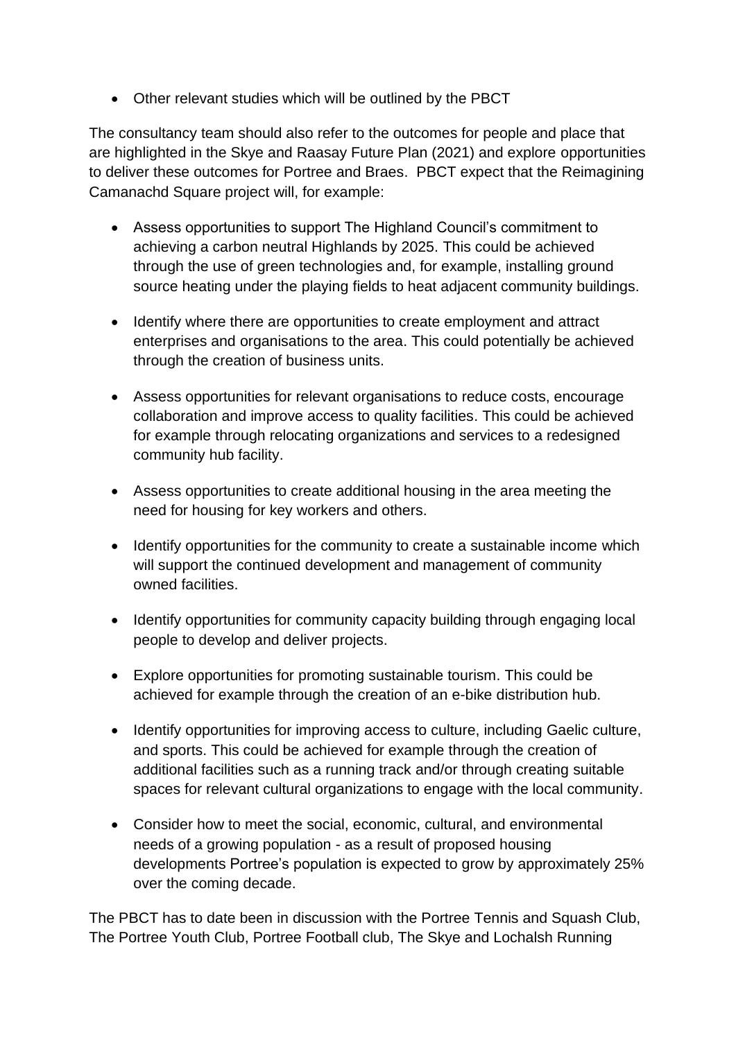- Other relevant studies which will be outlined by the PBCT

The consultancy team should also refer to the outcomes for people and place that are highlighted in the Skye and Raasay Future Plan (2021) and explore opportunities to deliver these outcomes for Portree and Braes. PBCT expect that the Reimagining Camanachd Square project will, for example:

- Assess opportunities to support The Highland Council's commitment to achieving a carbon neutral Highlands by 2025. This could be achieved through the use of green technologies and, for example, installing ground source heating under the playing fields to heat adjacent community buildings.

- Identify where there are opportunities to create employment and attract enterprises and organisations to the area. This could potentially be achieved through the creation of business units.

- Assess opportunities for relevant organisations to reduce costs, encourage collaboration and improve access to quality facilities. This could be achieved for example through relocating organizations and services to a redesigned community hub facility.

- Assess opportunities to create additional housing in the area meeting the need for housing for key workers and others.

- Identify opportunities for the community to create a sustainable income which will support the continued development and management of community owned facilities.

- Identify opportunities for community capacity building through engaging local people to develop and deliver projects.

- Explore opportunities for promoting sustainable tourism. This could be achieved for example through the creation of an e-bike distribution hub.

- Identify opportunities for improving access to culture, including Gaelic culture, and sports. This could be achieved for example through the creation of additional facilities such as a running track and/or through creating suitable spaces for relevant cultural organizations to engage with the local community.

- Consider how to meet the social, economic, cultural, and environmental needs of a growing population - as a result of proposed housing developments Portree's population is expected to grow by approximately 25% over the coming decade.

The PBCT has to date been in discussion with the Portree Tennis and Squash Club, The Portree Youth Club, Portree Football club, The Skye and Lochalsh Running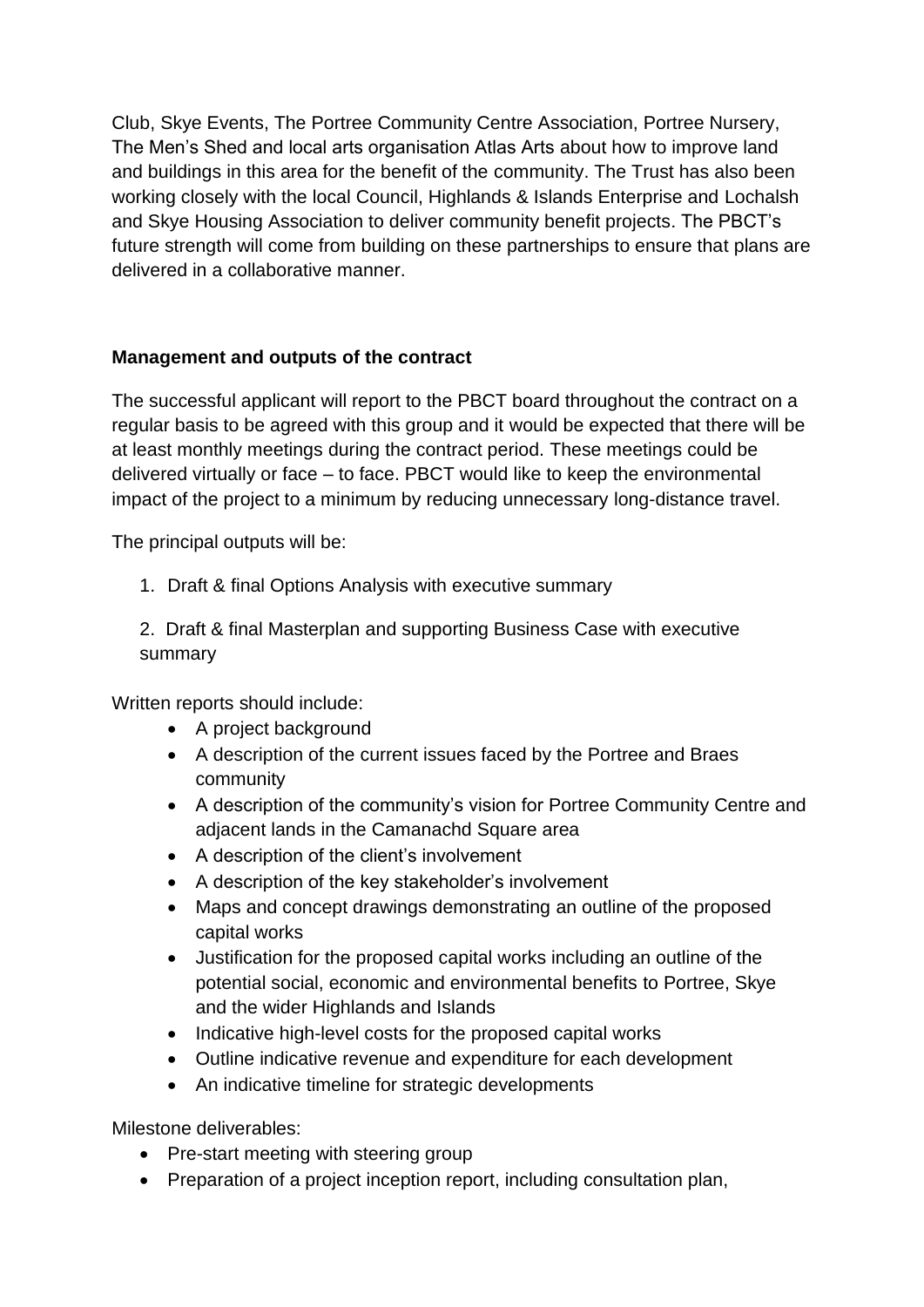Club, Skye Events, The Portree Community Centre Association, Portree Nursery, The Men's Shed and local arts organisation Atlas Arts about how to improve land and buildings in this area for the benefit of the community. The Trust has also been working closely with the local Council, Highlands & Islands Enterprise and Lochalsh and Skye Housing Association to deliver community benefit projects. The PBCT's future strength will come from building on these partnerships to ensure that plans are delivered in a collaborative manner.

**Management and outputs of the contract**

The successful applicant will report to the PBCT board throughout the contract on a regular basis to be agreed with this group and it would be expected that there will be at least monthly meetings during the contract period. These meetings could be delivered virtually or face – to face. PBCT would like to keep the environmental impact of the project to a minimum by reducing unnecessary long-distance travel.

The principal outputs will be:

1. Draft & final Options Analysis with executive summary
2. Draft & final Masterplan and supporting Business Case with executive summary

Written reports should include:

- A project background
- A description of the current issues faced by the Portree and Braes community
- A description of the community's vision for Portree Community Centre and adjacent lands in the Camanachd Square area
- A description of the client's involvement
- A description of the key stakeholder's involvement
- Maps and concept drawings demonstrating an outline of the proposed capital works
- Justification for the proposed capital works including an outline of the potential social, economic and environmental benefits to Portree, Skye and the wider Highlands and Islands
- Indicative high-level costs for the proposed capital works
- Outline indicative revenue and expenditure for each development
- An indicative timeline for strategic developments

Milestone deliverables:

- Pre-start meeting with steering group
- Preparation of a project inception report, including consultation plan,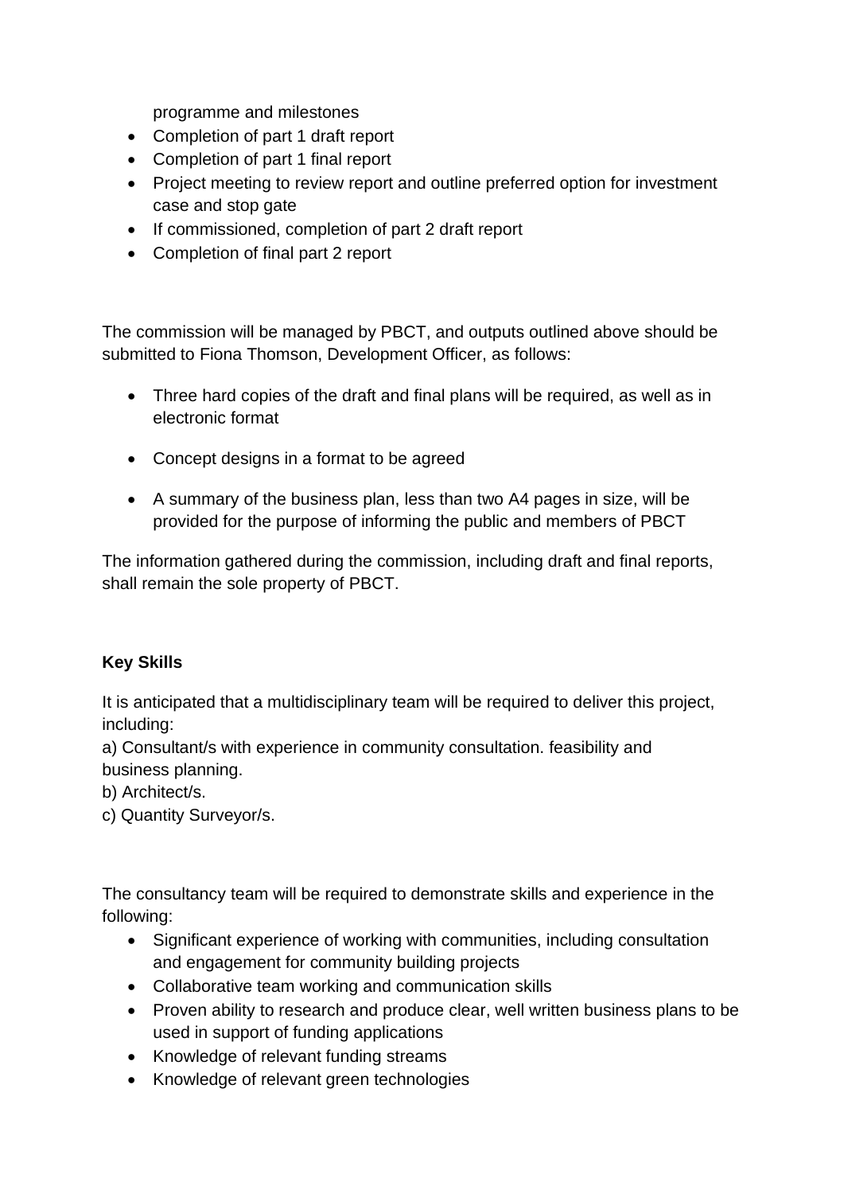programme and milestones

- Completion of part 1 draft report
- Completion of part 1 final report
- Project meeting to review report and outline preferred option for investment case and stop gate
- If commissioned, completion of part 2 draft report
- Completion of final part 2 report

The commission will be managed by PBCT, and outputs outlined above should be submitted to Fiona Thomson, Development Officer, as follows:

- Three hard copies of the draft and final plans will be required, as well as in electronic format
- Concept designs in a format to be agreed
- A summary of the business plan, less than two A4 pages in size, will be provided for the purpose of informing the public and members of PBCT

The information gathered during the commission, including draft and final reports, shall remain the sole property of PBCT.

**Key Skills**

It is anticipated that a multidisciplinary team will be required to deliver this project, including:

a) Consultant/s with experience in community consultation. feasibility and business planning.
b) Architect/s.
c) Quantity Surveyor/s.

The consultancy team will be required to demonstrate skills and experience in the following:

- Significant experience of working with communities, including consultation and engagement for community building projects
- Collaborative team working and communication skills
- Proven ability to research and produce clear, well written business plans to be used in support of funding applications
- Knowledge of relevant funding streams
- Knowledge of relevant green technologies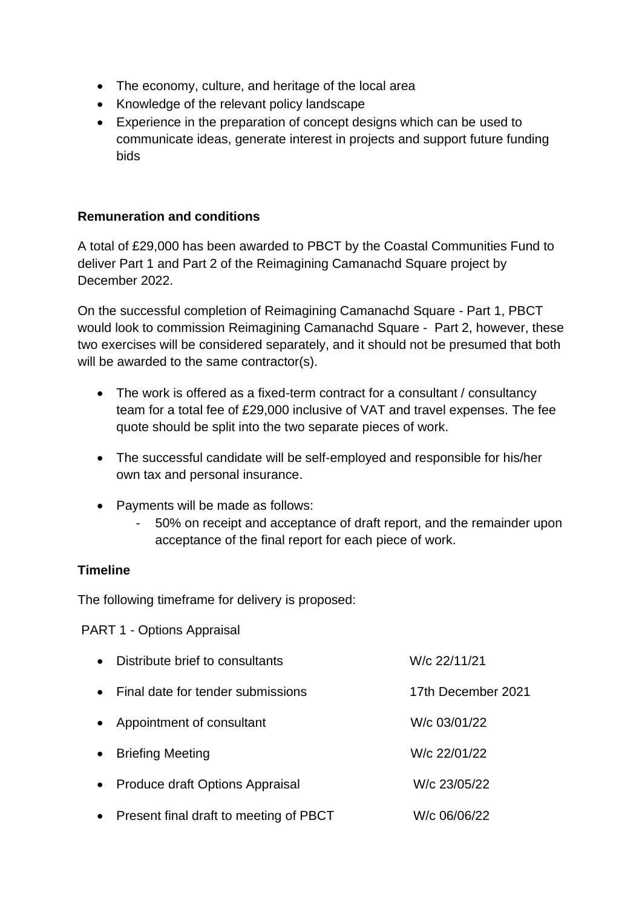- The economy, culture, and heritage of the local area
- Knowledge of the relevant policy landscape
- Experience in the preparation of concept designs which can be used to communicate ideas, generate interest in projects and support future funding bids

**Remuneration and conditions**

A total of £29,000 has been awarded to PBCT by the Coastal Communities Fund to deliver Part 1 and Part 2 of the Reimagining Camanachd Square project by December 2022.

On the successful completion of Reimagining Camanachd Square - Part 1, PBCT would look to commission Reimagining Camanachd Square - Part 2, however, these two exercises will be considered separately, and it should not be presumed that both will be awarded to the same contractor(s).

- The work is offered as a fixed-term contract for a consultant / consultancy team for a total fee of £29,000 inclusive of VAT and travel expenses. The fee quote should be split into the two separate pieces of work.

- The successful candidate will be self-employed and responsible for his/her own tax and personal insurance.

- Payments will be made as follows:
  - 50% on receipt and acceptance of draft report, and the remainder upon acceptance of the final report for each piece of work.

**Timeline**

The following timeframe for delivery is proposed:

PART 1 - Options Appraisal

| | |
|---|---|
| • Distribute brief to consultants | W/c 22/11/21 |
| • Final date for tender submissions | 17th December 2021 |
| • Appointment of consultant | W/c 03/01/22 |
| • Briefing Meeting | W/c 22/01/22 |
| • Produce draft Options Appraisal | W/c 23/05/22 |
| • Present final draft to meeting of PBCT | W/c 06/06/22 |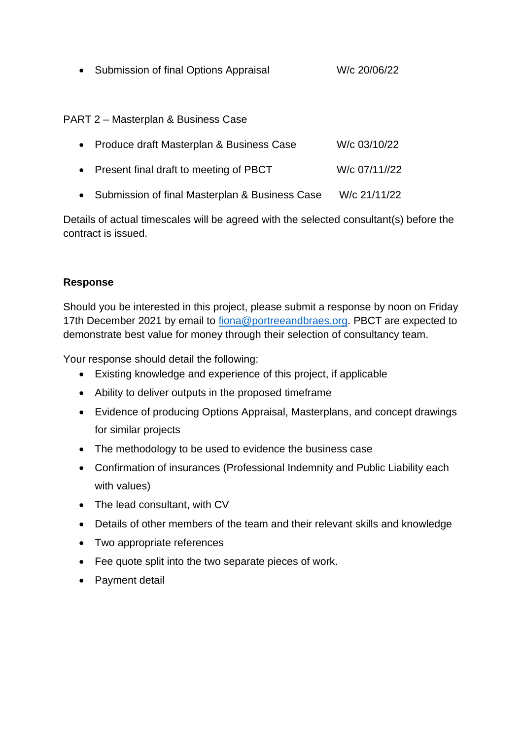- Submission of final Options Appraisal W/c 20/06/22

PART 2 – Masterplan & Business Case

- Produce draft Masterplan & Business Case W/c 03/10/22
- Present final draft to meeting of PBCT W/c 07/11//22
- Submission of final Masterplan & Business Case W/c 21/11/22

Details of actual timescales will be agreed with the selected consultant(s) before the contract is issued.

**Response**

Should you be interested in this project, please submit a response by noon on Friday 17th December 2021 by email to fiona@portreeandbraes.org. PBCT are expected to demonstrate best value for money through their selection of consultancy team.

Your response should detail the following:

- Existing knowledge and experience of this project, if applicable
- Ability to deliver outputs in the proposed timeframe
- Evidence of producing Options Appraisal, Masterplans, and concept drawings for similar projects
- The methodology to be used to evidence the business case
- Confirmation of insurances (Professional Indemnity and Public Liability each with values)
- The lead consultant, with CV
- Details of other members of the team and their relevant skills and knowledge
- Two appropriate references
- Fee quote split into the two separate pieces of work.
- Payment detail